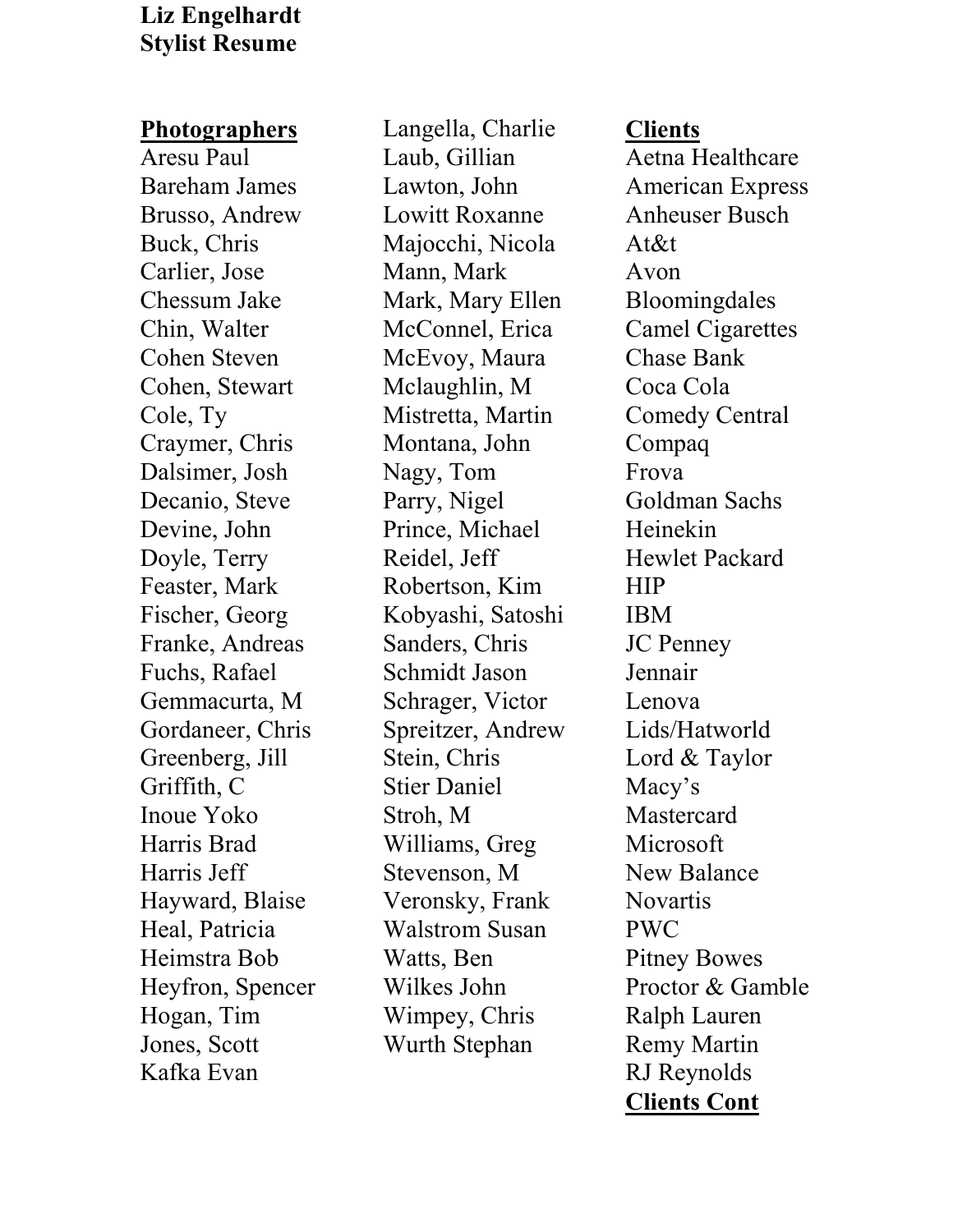**Liz Engelhardt**
**Stylist Resume**

**Photographers**

Aresu Paul
Bareham James
Brusso, Andrew
Buck, Chris
Carlier, Jose
Chessum Jake
Chin, Walter
Cohen Steven
Cohen, Stewart
Cole, Ty
Craymer, Chris
Dalsimer, Josh
Decanio, Steve
Devine, John
Doyle, Terry
Feaster, Mark
Fischer, Georg
Franke, Andreas
Fuchs, Rafael
Gemmacurta, M
Gordaneer, Chris
Greenberg, Jill
Griffith, C
Inoue Yoko
Harris Brad
Harris Jeff
Hayward, Blaise
Heal, Patricia
Heimstra Bob
Heyfron, Spencer
Hogan, Tim
Jones, Scott
Kafka Evan
Langella, Charlie
Laub, Gillian
Lawton, John
Lowitt Roxanne
Majocchi, Nicola
Mann, Mark
Mark, Mary Ellen
McConnel, Erica
McEvoy, Maura
Mclaughlin, M
Mistretta, Martin
Montana, John
Nagy, Tom
Parry, Nigel
Prince, Michael
Reidel, Jeff
Robertson, Kim
Kobyashi, Satoshi
Sanders, Chris
Schmidt Jason
Schrager, Victor
Spreitzer, Andrew
Stein, Chris
Stier Daniel
Stroh, M
Williams, Greg
Stevenson, M
Veronsky, Frank
Walstrom Susan
Watts, Ben
Wilkes John
Wimpey, Chris
Wurth Stephan

**Clients**

Aetna Healthcare
American Express
Anheuser Busch
At&t
Avon
Bloomingdales
Camel Cigarettes
Chase Bank
Coca Cola
Comedy Central
Compaq
Frova
Goldman Sachs
Heinekin
Hewlet Packard
HIP
IBM
JC Penney
Jennair
Lenova
Lids/Hatworld
Lord & Taylor
Macy's
Mastercard
Microsoft
New Balance
Novartis
PWC
Pitney Bowes
Proctor & Gamble
Ralph Lauren
Remy Martin
RJ Reynolds

**Clients Cont**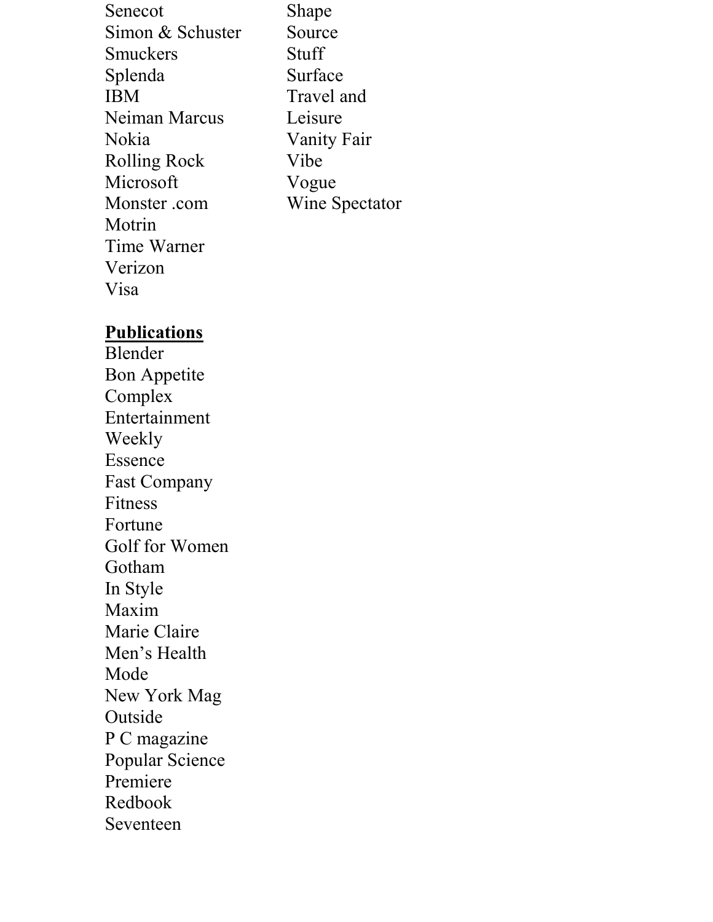Senecot
Simon & Schuster
Smuckers
Splenda
IBM
Neiman Marcus
Nokia
Rolling Rock
Microsoft
Monster .com
Motrin
Time Warner
Verizon
Visa

**Publications**

Blender
Bon Appetite
Complex
Entertainment Weekly
Essence
Fast Company
Fitness
Fortune
Golf for Women
Gotham
In Style
Maxim
Marie Claire
Men's Health
Mode
New York Mag
Outside
P C magazine
Popular Science
Premiere
Redbook
Seventeen
Shape
Source
Stuff
Surface
Travel and Leisure
Vanity Fair
Vibe
Vogue
Wine Spectator